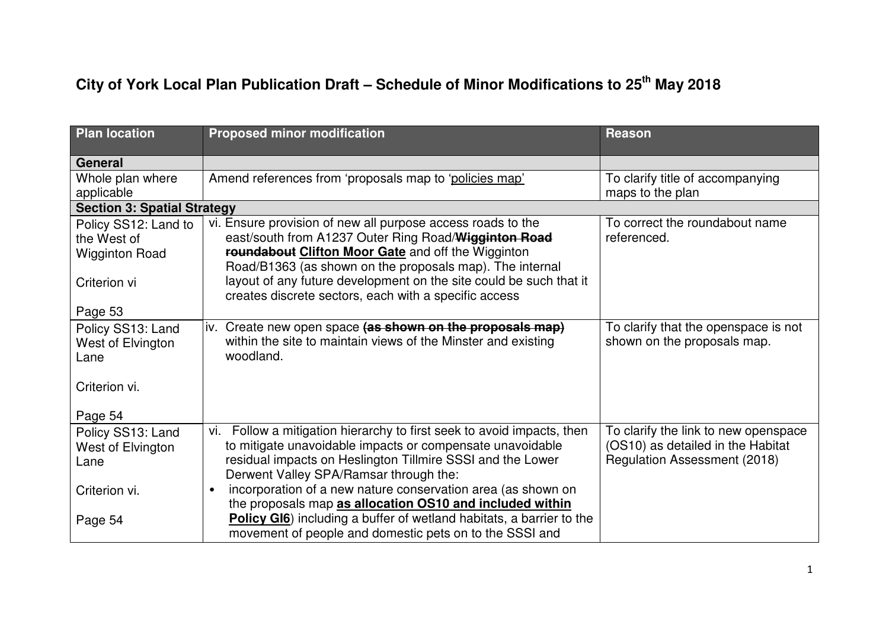# City of York Local Plan Publication Draft – Schedule of Minor Modifications to 25th May 2018

| Plan location | Proposed minor modification | Reason |
|---|---|---|
| **General** | | |
| Whole plan where applicable | Amend references from 'proposals map to '<u>policies map</u>' | To clarify title of accompanying maps to the plan |
| **Section 3: Spatial Strategy** | | |
| Policy SS12: Land to the West of Wigginton Road<br><br>Criterion vi<br><br>Page 53 | vi. Ensure provision of new all purpose access roads to the east/south from A1237 Outer Ring Road/~~**Wigginton Road roundabout**~~ <u>**Clifton Moor Gate**</u> and off the Wigginton Road/B1363 (as shown on the proposals map). The internal layout of any future development on the site could be such that it creates discrete sectors, each with a specific access | To correct the roundabout name referenced. |
| Policy SS13: Land West of Elvington Lane<br><br>Criterion vi.<br><br>Page 54 | iv. Create new open space ~~**(as shown on the proposals map)**~~ within the site to maintain views of the Minster and existing woodland. | To clarify that the openspace is not shown on the proposals map. |
| Policy SS13: Land West of Elvington Lane<br><br>Criterion vi.<br><br>Page 54 | vi. Follow a mitigation hierarchy to first seek to avoid impacts, then to mitigate unavoidable impacts or compensate unavoidable residual impacts on Heslington Tillmire SSSI and the Lower Derwent Valley SPA/Ramsar through the:<br>• incorporation of a new nature conservation area (as shown on the proposals map <u>**as allocation OS10 and included within Policy GI6**</u>) including a buffer of wetland habitats, a barrier to the movement of people and domestic pets on to the SSSI and | To clarify the link to new openspace (OS10) as detailed in the Habitat Regulation Assessment (2018) |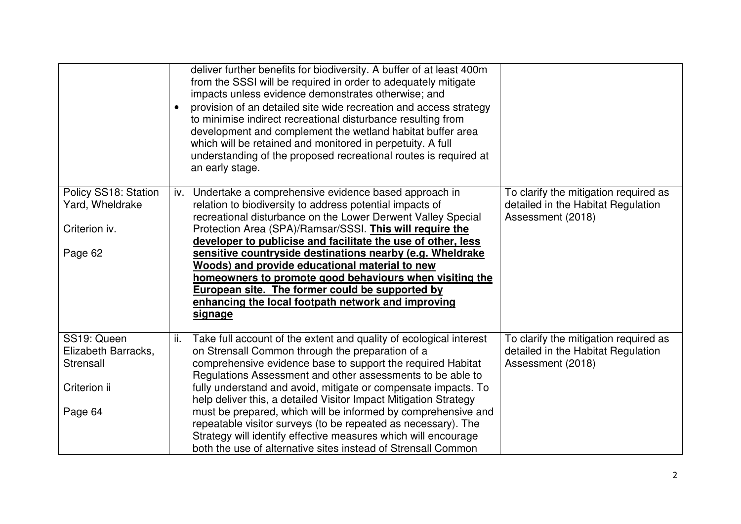| | | |
|---|---|---|
| | deliver further benefits for biodiversity. A buffer of at least 400m from the SSSI will be required in order to adequately mitigate impacts unless evidence demonstrates otherwise; and<br>• provision of an detailed site wide recreation and access strategy to minimise indirect recreational disturbance resulting from development and complement the wetland habitat buffer area which will be retained and monitored in perpetuity. A full understanding of the proposed recreational routes is required at an early stage. | |
| Policy SS18: Station Yard, Wheldrake<br><br>Criterion iv.<br><br>Page 62 | iv. Undertake a comprehensive evidence based approach in relation to biodiversity to address potential impacts of recreational disturbance on the Lower Derwent Valley Special Protection Area (SPA)/Ramsar/SSSI. **<u>This will require the developer to publicise and facilitate the use of other, less sensitive countryside destinations nearby (e.g. Wheldrake Woods) and provide educational material to new homeowners to promote good behaviours when visiting the European site. The former could be supported by enhancing the local footpath network and improving signage</u>** | To clarify the mitigation required as detailed in the Habitat Regulation Assessment (2018) |
| SS19: Queen Elizabeth Barracks, Strensall<br><br>Criterion ii<br><br>Page 64 | ii. Take full account of the extent and quality of ecological interest on Strensall Common through the preparation of a comprehensive evidence base to support the required Habitat Regulations Assessment and other assessments to be able to fully understand and avoid, mitigate or compensate impacts. To help deliver this, a detailed Visitor Impact Mitigation Strategy must be prepared, which will be informed by comprehensive and repeatable visitor surveys (to be repeated as necessary). The Strategy will identify effective measures which will encourage both the use of alternative sites instead of Strensall Common | To clarify the mitigation required as detailed in the Habitat Regulation Assessment (2018) |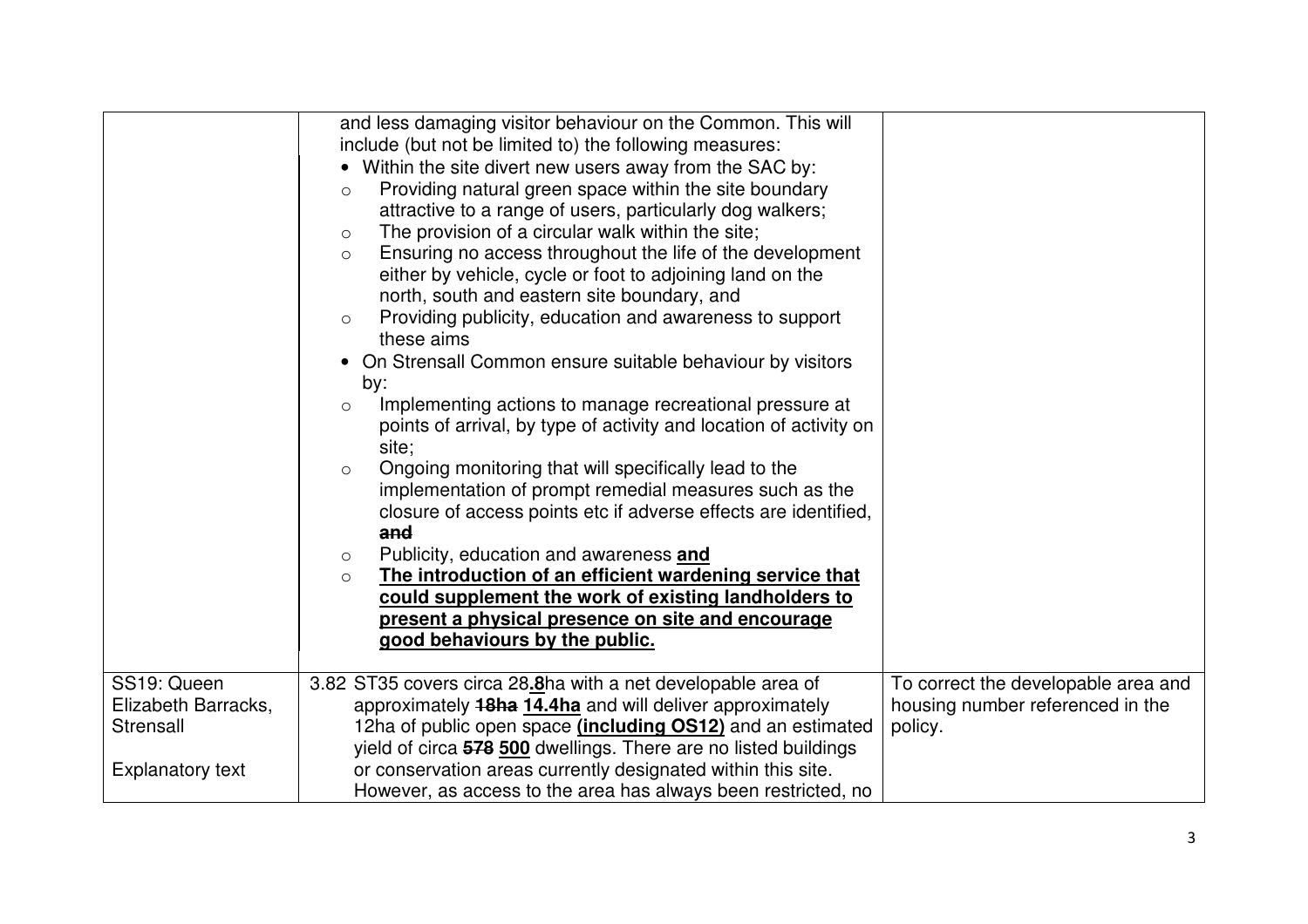| | | |
|---|---|---|
| | and less damaging visitor behaviour on the Common. This will include (but not be limited to) the following measures:<br>• Within the site divert new users away from the SAC by:<br>○ Providing natural green space within the site boundary attractive to a range of users, particularly dog walkers;<br>○ The provision of a circular walk within the site;<br>○ Ensuring no access throughout the life of the development either by vehicle, cycle or foot to adjoining land on the north, south and eastern site boundary, and<br>○ Providing publicity, education and awareness to support these aims<br>• On Strensall Common ensure suitable behaviour by visitors by:<br>○ Implementing actions to manage recreational pressure at points of arrival, by type of activity and location of activity on site;<br>○ Ongoing monitoring that will specifically lead to the implementation of prompt remedial measures such as the closure of access points etc if adverse effects are identified, ~~and~~<br>○ Publicity, education and awareness **and**<br>○ **The introduction of an efficient wardening service that could supplement the work of existing landholders to present a physical presence on site and encourage good behaviours by the public.** | |
| SS19: Queen Elizabeth Barracks, Strensall<br><br>Explanatory text | 3.82 ST35 covers circa 28**.8**ha with a net developable area of approximately ~~18ha~~ **14.4ha** and will deliver approximately 12ha of public open space **(including OS12)** and an estimated yield of circa ~~578~~ **500** dwellings. There are no listed buildings or conservation areas currently designated within this site. However, as access to the area has always been restricted, no | To correct the developable area and housing number referenced in the policy. |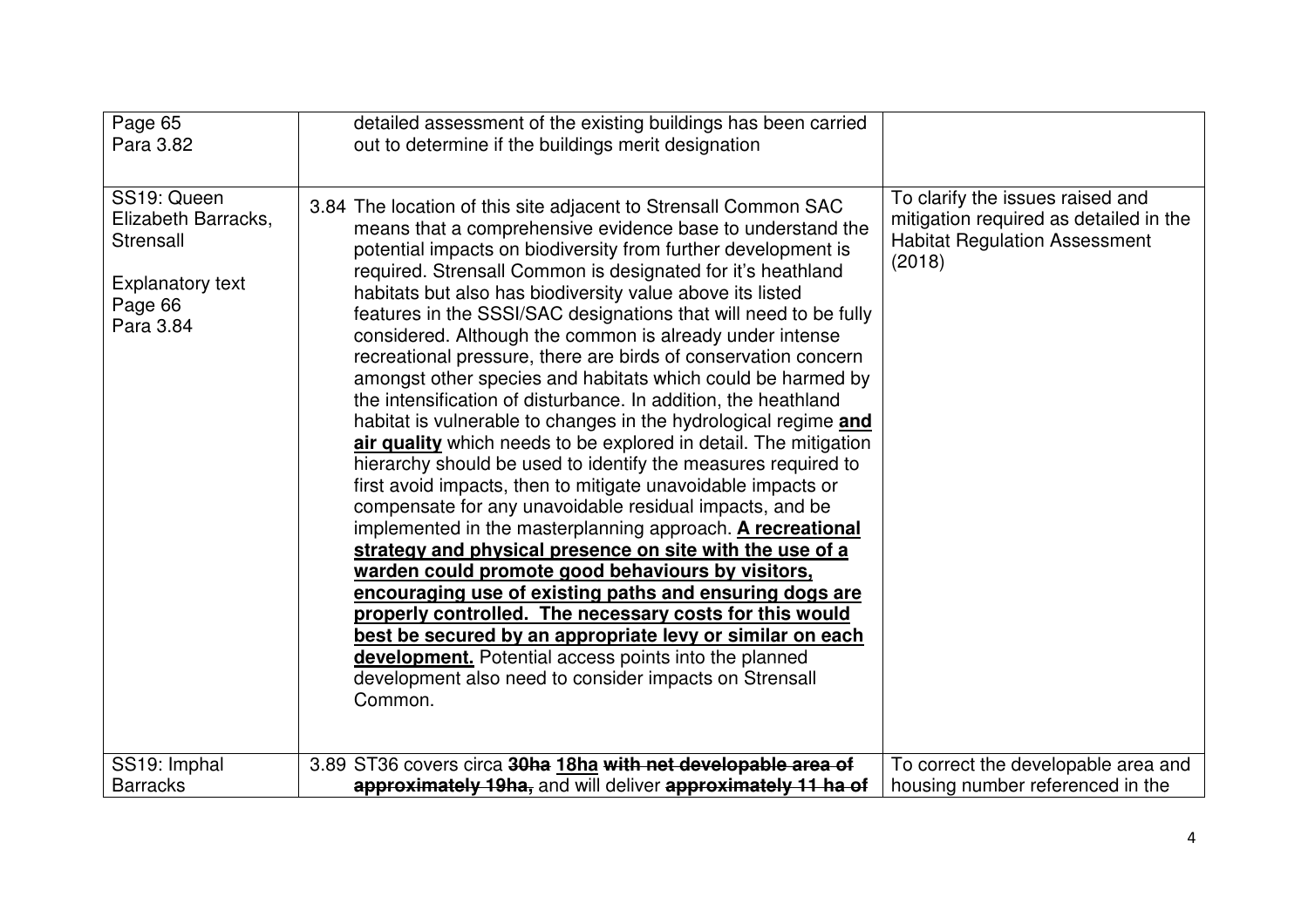| | | |
|---|---|---|
| Page 65<br>Para 3.82 | detailed assessment of the existing buildings has been carried out to determine if the buildings merit designation | |
| SS19: Queen Elizabeth Barracks, Strensall<br><br>Explanatory text<br>Page 66<br>Para 3.84 | 3.84 The location of this site adjacent to Strensall Common SAC means that a comprehensive evidence base to understand the potential impacts on biodiversity from further development is required. Strensall Common is designated for it's heathland habitats but also has biodiversity value above its listed features in the SSSI/SAC designations that will need to be fully considered. Although the common is already under intense recreational pressure, there are birds of conservation concern amongst other species and habitats which could be harmed by the intensification of disturbance. In addition, the heathland habitat is vulnerable to changes in the hydrological regime <u>**and air quality**</u> which needs to be explored in detail. The mitigation hierarchy should be used to identify the measures required to first avoid impacts, then to mitigate unavoidable impacts or compensate for any unavoidable residual impacts, and be implemented in the masterplanning approach. <u>**A recreational strategy and physical presence on site with the use of a warden could promote good behaviours by visitors, encouraging use of existing paths and ensuring dogs are properly controlled. The necessary costs for this would best be secured by an appropriate levy or similar on each development.**</u> Potential access points into the planned development also need to consider impacts on Strensall Common. | To clarify the issues raised and mitigation required as detailed in the Habitat Regulation Assessment (2018) |
| SS19: Imphal Barracks | 3.89 ST36 covers circa ~~**30ha**~~ <u>**18ha**</u> ~~**with net developable area of approximately 19ha,**~~ and will deliver ~~**approximately 11 ha of**~~ | To correct the developable area and housing number referenced in the |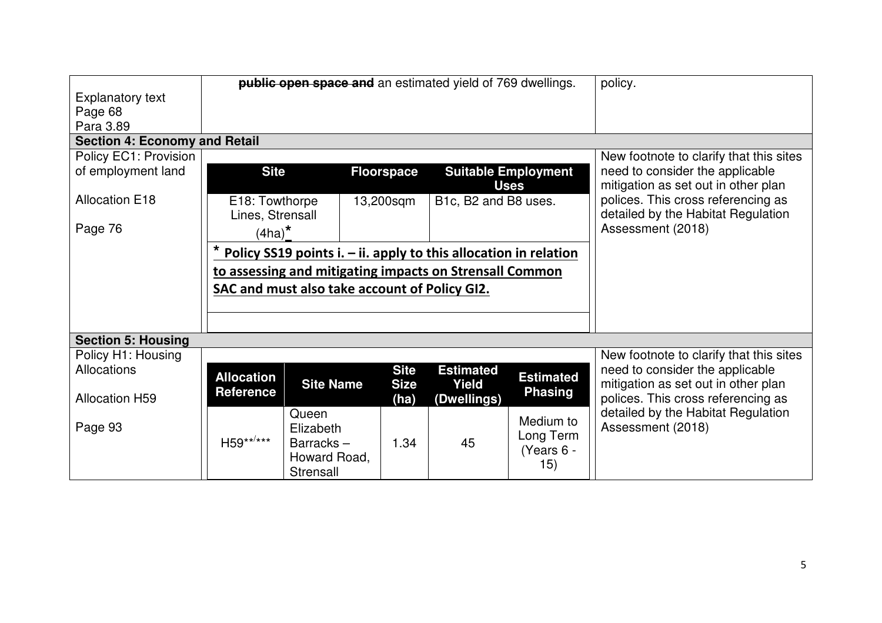| | | |
|---|---|---|
| Explanatory text<br>Page 68<br>Para 3.89 | ~~**public open space and**~~ an estimated yield of 769 dwellings. | policy. |
| **Section 4: Economy and Retail** | | |
| Policy EC1: Provision of employment land<br><br>Allocation E18<br><br>Page 76 | <table><tr><th>Site</th><th>Floorspace</th><th>Suitable Employment Uses</th></tr><tr><td>E18: Towthorpe Lines, Strensall (4ha)<u>*</u></td><td>13,200sqm</td><td>B1c, B2 and B8 uses.</td></tr><tr><td colspan="3"><u>* <b>Policy SS19 points i. – ii. apply to this allocation in relation to assessing and mitigating impacts on Strensall Common SAC and must also take account of Policy GI2.</b></u></td></tr></table> | New footnote to clarify that this sites need to consider the applicable mitigation as set out in other plan polices. This cross referencing as detailed by the Habitat Regulation Assessment (2018) |
| **Section 5: Housing** | | |
| Policy H1: Housing Allocations<br><br>Allocation H59<br><br>Page 93 | <table><tr><th>Allocation Reference</th><th>Site Name</th><th>Site Size (ha)</th><th>Estimated Yield (Dwellings)</th><th>Estimated Phasing</th></tr><tr><td>H59**/***</td><td>Queen Elizabeth Barracks – Howard Road, Strensall</td><td>1.34</td><td>45</td><td>Medium to Long Term (Years 6 - 15)</td></tr></table> | New footnote to clarify that this sites need to consider the applicable mitigation as set out in other plan polices. This cross referencing as detailed by the Habitat Regulation Assessment (2018) |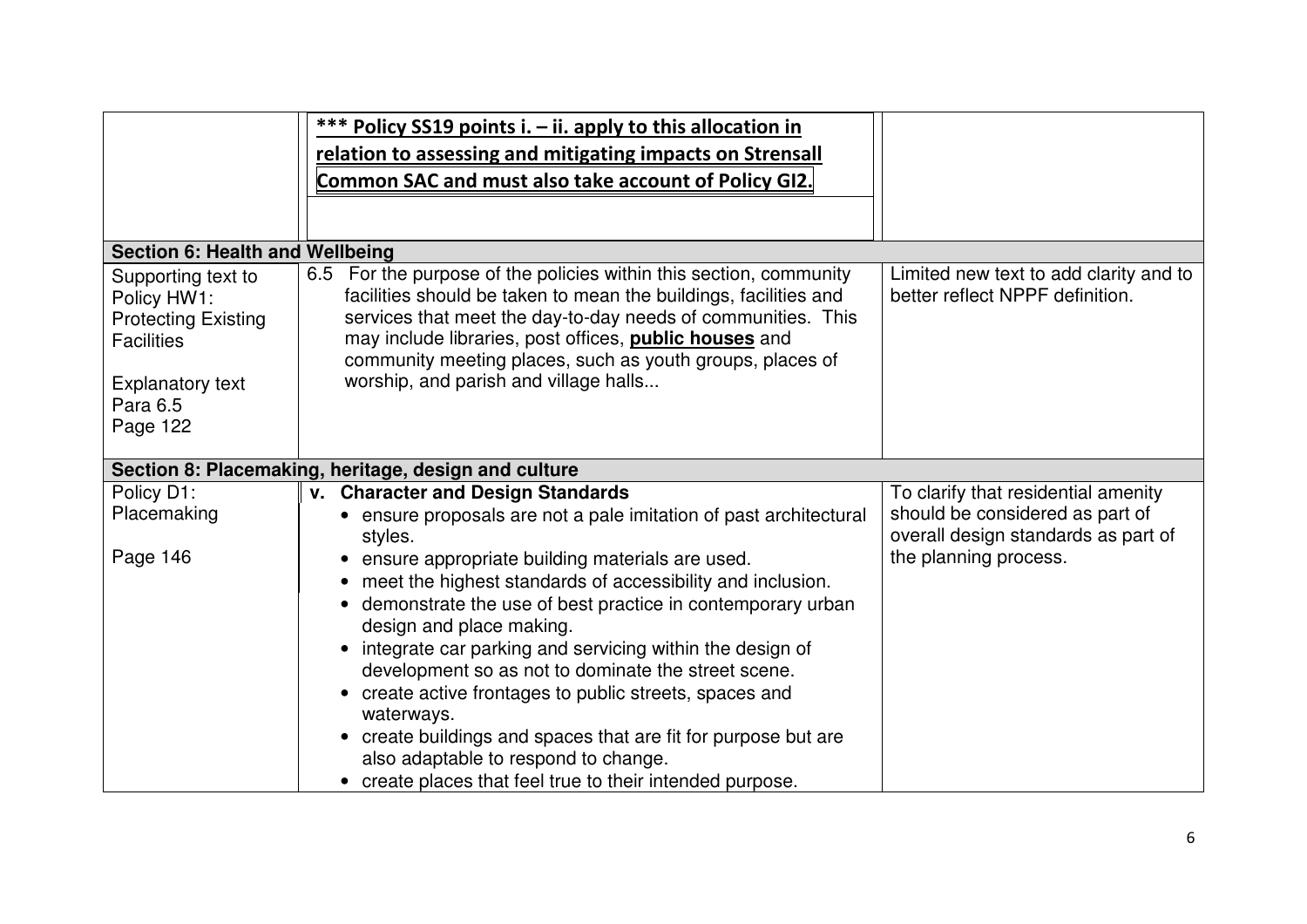| | | |
|---|---|---|
| | **<u>*** Policy SS19 points i. – ii. apply to this allocation in relation to assessing and mitigating impacts on Strensall Common SAC and must also take account of Policy GI2.</u>** | |
| **Section 6: Health and Wellbeing** | | |
| Supporting text to Policy HW1: Protecting Existing Facilities<br><br>Explanatory text Para 6.5 Page 122 | 6.5 For the purpose of the policies within this section, community facilities should be taken to mean the buildings, facilities and services that meet the day-to-day needs of communities. This may include libraries, post offices, **<u>public houses</u>** and community meeting places, such as youth groups, places of worship, and parish and village halls... | Limited new text to add clarity and to better reflect NPPF definition. |
| **Section 8: Placemaking, heritage, design and culture** | | |
| Policy D1: Placemaking<br><br>Page 146 | **v. Character and Design Standards**<br>• ensure proposals are not a pale imitation of past architectural styles.<br>• ensure appropriate building materials are used.<br>• meet the highest standards of accessibility and inclusion.<br>• demonstrate the use of best practice in contemporary urban design and place making.<br>• integrate car parking and servicing within the design of development so as not to dominate the street scene.<br>• create active frontages to public streets, spaces and waterways.<br>• create buildings and spaces that are fit for purpose but are also adaptable to respond to change.<br>• create places that feel true to their intended purpose. | To clarify that residential amenity should be considered as part of overall design standards as part of the planning process. |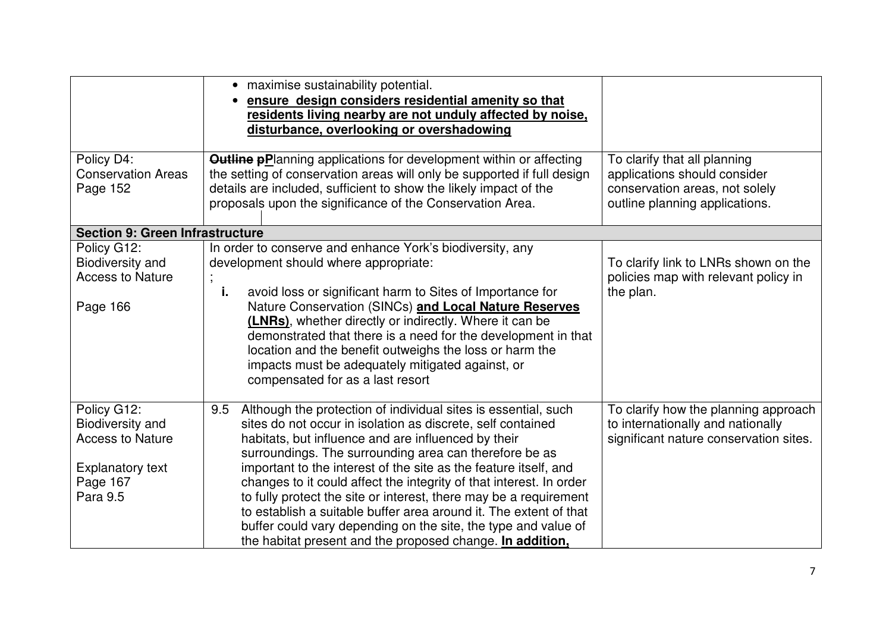| | | |
|---|---|---|
| | • maximise sustainability potential.<br>• **ensure design considers residential amenity so that residents living nearby are not unduly affected by noise, disturbance, overlooking or overshadowing** | |
| Policy D4: Conservation Areas<br>Page 152 | ~~**Outline p**~~**P**lanning applications for development within or affecting the setting of conservation areas will only be supported if full design details are included, sufficient to show the likely impact of the proposals upon the significance of the Conservation Area. | To clarify that all planning applications should consider conservation areas, not solely outline planning applications. |
| **Section 9: Green Infrastructure** | | |
| Policy G12: Biodiversity and Access to Nature<br><br>Page 166 | In order to conserve and enhance York's biodiversity, any development should where appropriate:<br>;<br>**i.** avoid loss or significant harm to Sites of Importance for Nature Conservation (SINCs) **and Local Nature Reserves (LNRs)**, whether directly or indirectly. Where it can be demonstrated that there is a need for the development in that location and the benefit outweighs the loss or harm the impacts must be adequately mitigated against, or compensated for as a last resort | To clarify link to LNRs shown on the policies map with relevant policy in the plan. |
| Policy G12: Biodiversity and Access to Nature<br><br>Explanatory text<br>Page 167<br>Para 9.5 | 9.5 Although the protection of individual sites is essential, such sites do not occur in isolation as discrete, self contained habitats, but influence and are influenced by their surroundings. The surrounding area can therefore be as important to the interest of the site as the feature itself, and changes to it could affect the integrity of that interest. In order to fully protect the site or interest, there may be a requirement to establish a suitable buffer area around it. The extent of that buffer could vary depending on the site, the type and value of the habitat present and the proposed change. **In addition,** | To clarify how the planning approach to internationally and nationally significant nature conservation sites. |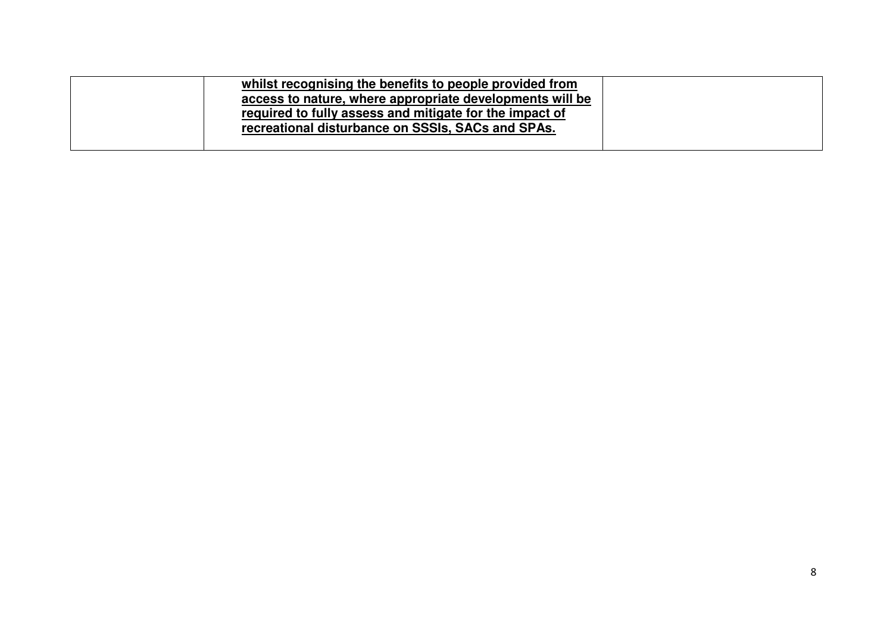| | | |
|---|---|---|
| | **whilst recognising the benefits to people provided from access to nature, where appropriate developments will be required to fully assess and mitigate for the impact of recreational disturbance on SSSIs, SACs and SPAs.** | |